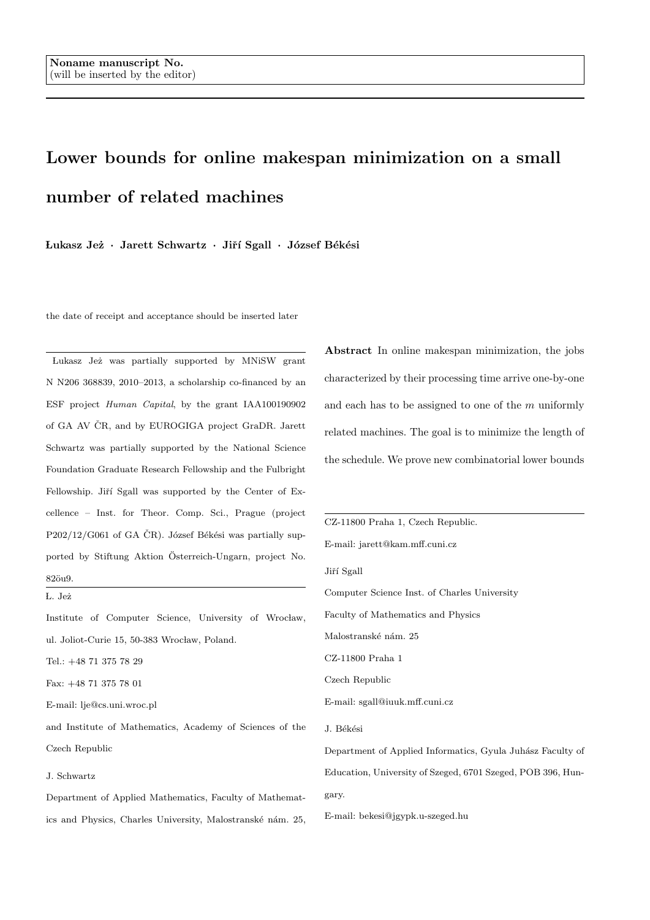Noname manuscript No.
(will be inserted by the editor)

# Lower bounds for online makespan minimization on a small number of related machines

**Łukasz Jeż · Jarett Schwartz · Jiří Sgall · József Békési**

the date of receipt and acceptance should be inserted later

Łukasz Jeż was partially supported by MNiSW grant N N206 368839, 2010–2013, a scholarship co-financed by an ESF project *Human Capital*, by the grant IAA100190902 of GA AV ČR, and by EUROGIGA project GraDR. Jarett Schwartz was partially supported by the National Science Foundation Graduate Research Fellowship and the Fulbright Fellowship. Jiří Sgall was supported by the Center of Excellence – Inst. for Theor. Comp. Sci., Prague (project P202/12/G061 of GA ČR). József Békési was partially supported by Stiftung Aktion Österreich-Ungarn, project No. 82öu9.

Ł. Jeż
Institute of Computer Science, University of Wrocław, ul. Joliot-Curie 15, 50-383 Wrocław, Poland.
Tel.: +48 71 375 78 29
Fax: +48 71 375 78 01
E-mail: lje@cs.uni.wroc.pl
and Institute of Mathematics, Academy of Sciences of the Czech Republic

J. Schwartz
Department of Applied Mathematics, Faculty of Mathematics and Physics, Charles University, Malostranské nám. 25, CZ-11800 Praha 1, Czech Republic.
E-mail: jarett@kam.mff.cuni.cz

Jiří Sgall
Computer Science Inst. of Charles University
Faculty of Mathematics and Physics
Malostranské nám. 25
CZ-11800 Praha 1
Czech Republic
E-mail: sgall@iuuk.mff.cuni.cz

J. Békési
Department of Applied Informatics, Gyula Juhász Faculty of Education, University of Szeged, 6701 Szeged, POB 396, Hungary.
E-mail: bekesi@jgypk.u-szeged.hu

**Abstract** In online makespan minimization, the jobs characterized by their processing time arrive one-by-one and each has to be assigned to one of the $m$ uniformly related machines. The goal is to minimize the length of the schedule. We prove new combinatorial lower bounds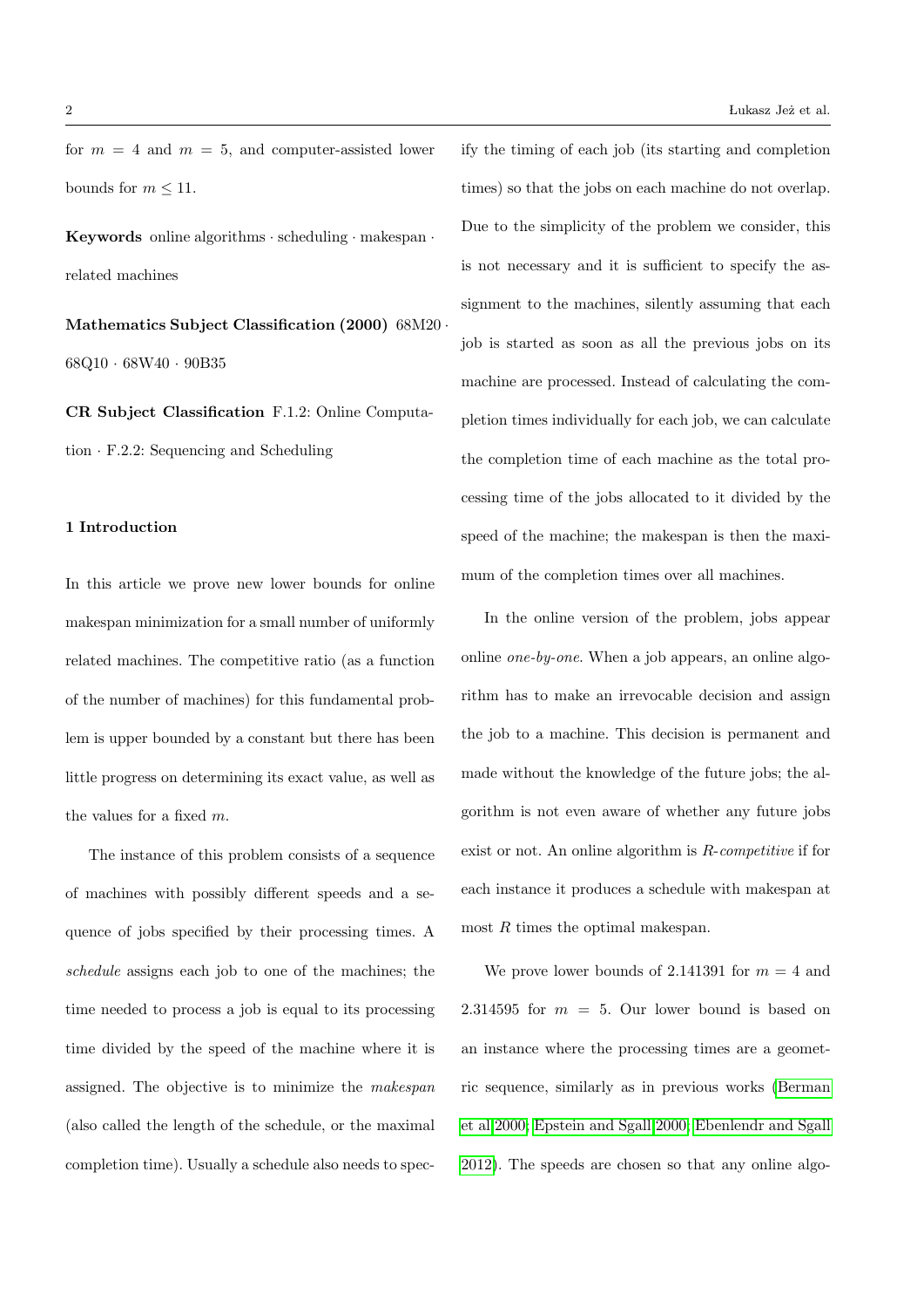for $m = 4$ and $m = 5$, and computer-assisted lower bounds for $m \leq 11$.

**Keywords** online algorithms · scheduling · makespan · related machines

**Mathematics Subject Classification (2000)** 68M20 · 68Q10 · 68W40 · 90B35

**CR Subject Classification** F.1.2: Online Computation · F.2.2: Sequencing and Scheduling

## 1 Introduction

In this article we prove new lower bounds for online makespan minimization for a small number of uniformly related machines. The competitive ratio (as a function of the number of machines) for this fundamental problem is upper bounded by a constant but there has been little progress on determining its exact value, as well as the values for a fixed $m$.

The instance of this problem consists of a sequence of machines with possibly different speeds and a sequence of jobs specified by their processing times. A *schedule* assigns each job to one of the machines; the time needed to process a job is equal to its processing time divided by the speed of the machine where it is assigned. The objective is to minimize the *makespan* (also called the length of the schedule, or the maximal completion time). Usually a schedule also needs to specify the timing of each job (its starting and completion times) so that the jobs on each machine do not overlap. Due to the simplicity of the problem we consider, this is not necessary and it is sufficient to specify the assignment to the machines, silently assuming that each job is started as soon as all the previous jobs on its machine are processed. Instead of calculating the completion times individually for each job, we can calculate the completion time of each machine as the total processing time of the jobs allocated to it divided by the speed of the machine; the makespan is then the maximum of the completion times over all machines.

In the online version of the problem, jobs appear online *one-by-one*. When a job appears, an online algorithm has to make an irrevocable decision and assign the job to a machine. This decision is permanent and made without the knowledge of the future jobs; the algorithm is not even aware of whether any future jobs exist or not. An online algorithm is *R-competitive* if for each instance it produces a schedule with makespan at most $R$ times the optimal makespan.

We prove lower bounds of 2.141391 for $m = 4$ and 2.314595 for $m = 5$. Our lower bound is based on an instance where the processing times are a geometric sequence, similarly as in previous works (Berman et al 2000; Epstein and Sgall 2000; Ebenlendr and Sgall 2012). The speeds are chosen so that any online algo-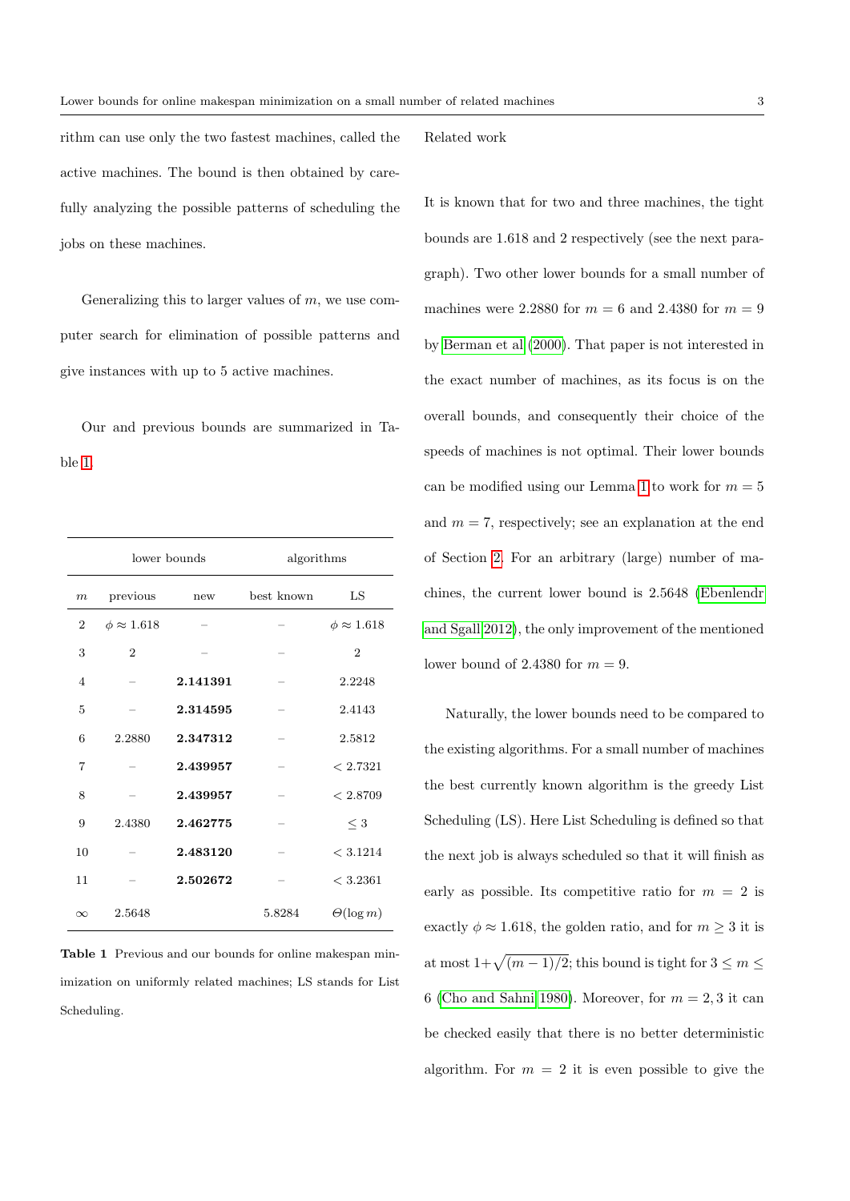rithm can use only the two fastest machines, called the active machines. The bound is then obtained by carefully analyzing the possible patterns of scheduling the jobs on these machines.

Generalizing this to larger values of $m$, we use computer search for elimination of possible patterns and give instances with up to 5 active machines.

Our and previous bounds are summarized in Table 1.

| | lower bounds | | algorithms | |
|---|---|---|---|---|
| $m$ | previous | new | best known | LS |
| 2 | $\phi \approx 1.618$ | – | – | $\phi \approx 1.618$ |
| 3 | 2 | – | – | 2 |
| 4 | – | **2.141391** | – | 2.2248 |
| 5 | – | **2.314595** | – | 2.4143 |
| 6 | 2.2880 | **2.347312** | – | 2.5812 |
| 7 | – | **2.439957** | – | $< 2.7321$ |
| 8 | – | **2.439957** | – | $< 2.8709$ |
| 9 | 2.4380 | **2.462775** | – | $\leq 3$ |
| 10 | – | **2.483120** | – | $< 3.1214$ |
| 11 | – | **2.502672** | – | $< 3.2361$ |
| $\infty$ | 2.5648 | | 5.8284 | $\Theta(\log m)$ |

**Table 1** Previous and our bounds for online makespan minimization on uniformly related machines; LS stands for List Scheduling.

Related work

It is known that for two and three machines, the tight bounds are 1.618 and 2 respectively (see the next paragraph). Two other lower bounds for a small number of machines were 2.2880 for $m = 6$ and 2.4380 for $m = 9$ by Berman et al (2000). That paper is not interested in the exact number of machines, as its focus is on the overall bounds, and consequently their choice of the speeds of machines is not optimal. Their lower bounds can be modified using our Lemma 1 to work for $m = 5$ and $m = 7$, respectively; see an explanation at the end of Section 2. For an arbitrary (large) number of machines, the current lower bound is 2.5648 (Ebenlendr and Sgall 2012), the only improvement of the mentioned lower bound of 2.4380 for $m = 9$.

Naturally, the lower bounds need to be compared to the existing algorithms. For a small number of machines the best currently known algorithm is the greedy List Scheduling (LS). Here List Scheduling is defined so that the next job is always scheduled so that it will finish as early as possible. Its competitive ratio for $m = 2$ is exactly $\phi \approx 1.618$, the golden ratio, and for $m \geq 3$ it is at most $1+\sqrt{(m-1)/2}$; this bound is tight for $3 \leq m \leq 6$ (Cho and Sahni 1980). Moreover, for $m = 2, 3$ it can be checked easily that there is no better deterministic algorithm. For $m = 2$ it is even possible to give the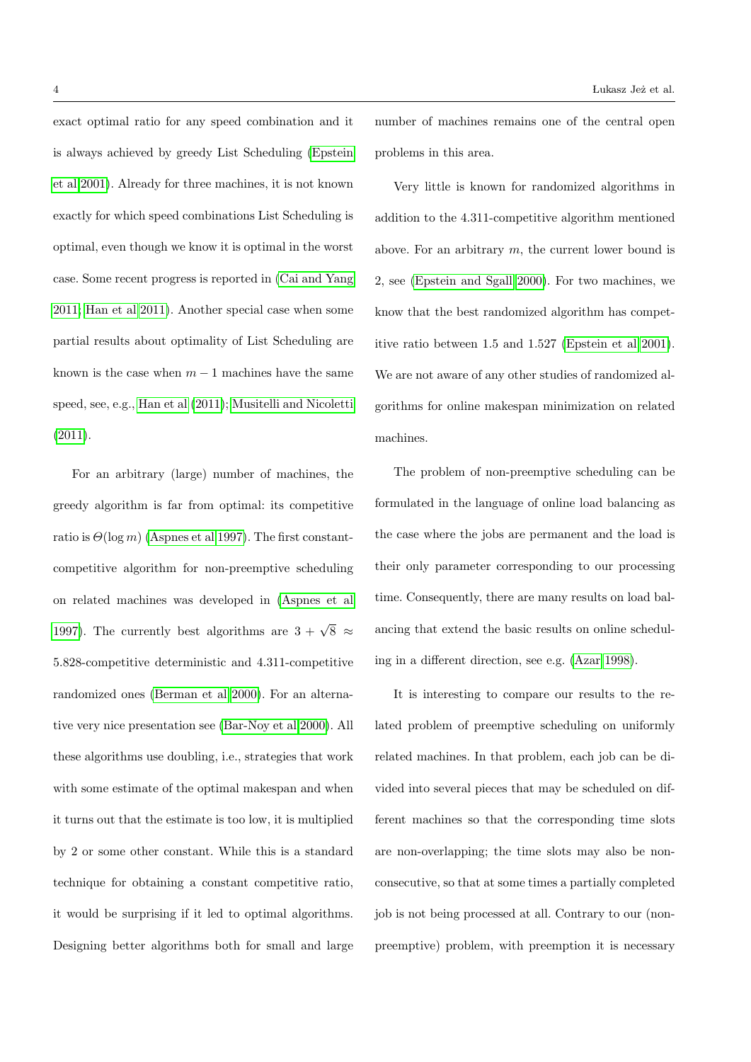exact optimal ratio for any speed combination and it is always achieved by greedy List Scheduling (Epstein et al 2001). Already for three machines, it is not known exactly for which speed combinations List Scheduling is optimal, even though we know it is optimal in the worst case. Some recent progress is reported in (Cai and Yang 2011; Han et al 2011). Another special case when some partial results about optimality of List Scheduling are known is the case when $m - 1$ machines have the same speed, see, e.g., Han et al (2011); Musitelli and Nicoletti (2011).

For an arbitrary (large) number of machines, the greedy algorithm is far from optimal: its competitive ratio is $\Theta(\log m)$ (Aspnes et al 1997). The first constant-competitive algorithm for non-preemptive scheduling on related machines was developed in (Aspnes et al 1997). The currently best algorithms are $3 + \sqrt{8} \approx 5.828$-competitive deterministic and 4.311-competitive randomized ones (Berman et al 2000). For an alternative very nice presentation see (Bar-Noy et al 2000). All these algorithms use doubling, i.e., strategies that work with some estimate of the optimal makespan and when it turns out that the estimate is too low, it is multiplied by 2 or some other constant. While this is a standard technique for obtaining a constant competitive ratio, it would be surprising if it led to optimal algorithms. Designing better algorithms both for small and large number of machines remains one of the central open problems in this area.

Very little is known for randomized algorithms in addition to the 4.311-competitive algorithm mentioned above. For an arbitrary $m$, the current lower bound is 2, see (Epstein and Sgall 2000). For two machines, we know that the best randomized algorithm has competitive ratio between 1.5 and 1.527 (Epstein et al 2001). We are not aware of any other studies of randomized algorithms for online makespan minimization on related machines.

The problem of non-preemptive scheduling can be formulated in the language of online load balancing as the case where the jobs are permanent and the load is their only parameter corresponding to our processing time. Consequently, there are many results on load balancing that extend the basic results on online scheduling in a different direction, see e.g. (Azar 1998).

It is interesting to compare our results to the related problem of preemptive scheduling on uniformly related machines. In that problem, each job can be divided into several pieces that may be scheduled on different machines so that the corresponding time slots are non-overlapping; the time slots may also be non-consecutive, so that at some times a partially completed job is not being processed at all. Contrary to our (non-preemptive) problem, with preemption it is necessary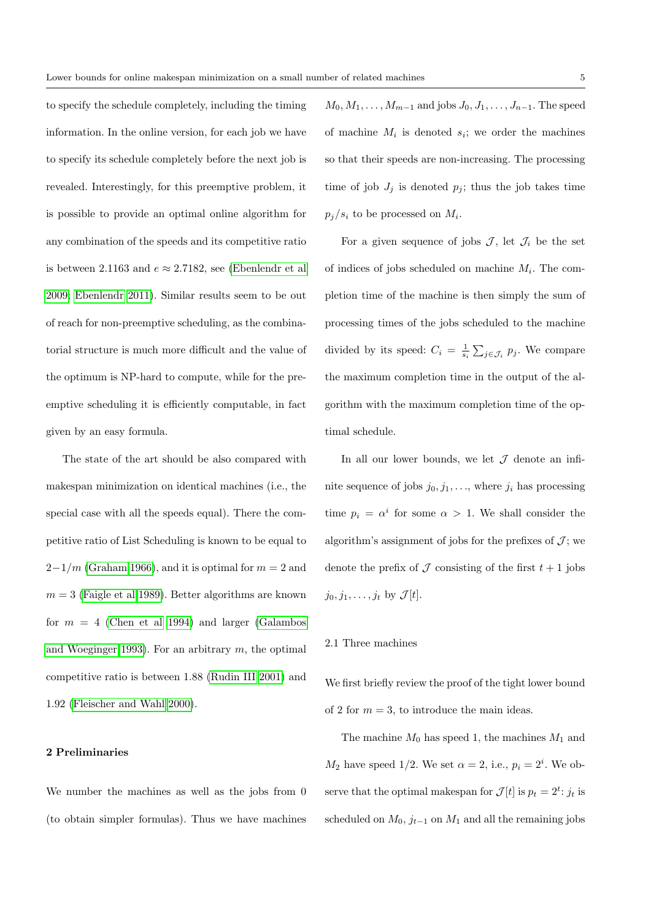to specify the schedule completely, including the timing information. In the online version, for each job we have to specify its schedule completely before the next job is revealed. Interestingly, for this preemptive problem, it is possible to provide an optimal online algorithm for any combination of the speeds and its competitive ratio is between 2.1163 and $e \approx 2.7182$, see (Ebenlendr et al 2009; Ebenlendr 2011). Similar results seem to be out of reach for non-preemptive scheduling, as the combinatorial structure is much more difficult and the value of the optimum is NP-hard to compute, while for the preemptive scheduling it is efficiently computable, in fact given by an easy formula.

The state of the art should be also compared with makespan minimization on identical machines (i.e., the special case with all the speeds equal). There the competitive ratio of List Scheduling is known to be equal to $2-1/m$ (Graham 1966), and it is optimal for $m = 2$ and $m = 3$ (Faigle et al 1989). Better algorithms are known for $m = 4$ (Chen et al 1994) and larger (Galambos and Woeginger 1993). For an arbitrary $m$, the optimal competitive ratio is between 1.88 (Rudin III 2001) and 1.92 (Fleischer and Wahl 2000).

## 2 Preliminaries

We number the machines as well as the jobs from 0 (to obtain simpler formulas). Thus we have machines $M_0, M_1, \ldots, M_{m-1}$ and jobs $J_0, J_1, \ldots, J_{n-1}$. The speed of machine $M_i$ is denoted $s_i$; we order the machines so that their speeds are non-increasing. The processing time of job $J_j$ is denoted $p_j$; thus the job takes time $p_j/s_i$ to be processed on $M_i$.

For a given sequence of jobs $\mathcal{J}$, let $\mathcal{J}_i$ be the set of indices of jobs scheduled on machine $M_i$. The completion time of the machine is then simply the sum of processing times of the jobs scheduled to the machine divided by its speed: $C_i = \frac{1}{s_i} \sum_{j \in \mathcal{J}_i} p_j$. We compare the maximum completion time in the output of the algorithm with the maximum completion time of the optimal schedule.

In all our lower bounds, we let $\mathcal{J}$ denote an infinite sequence of jobs $j_0, j_1, \ldots$, where $j_i$ has processing time $p_i = \alpha^i$ for some $\alpha > 1$. We shall consider the algorithm's assignment of jobs for the prefixes of $\mathcal{J}$; we denote the prefix of $\mathcal{J}$ consisting of the first $t+1$ jobs $j_0, j_1, \ldots, j_t$ by $\mathcal{J}[t]$.

### 2.1 Three machines

We first briefly review the proof of the tight lower bound of 2 for $m = 3$, to introduce the main ideas.

The machine $M_0$ has speed 1, the machines $M_1$ and $M_2$ have speed 1/2. We set $\alpha = 2$, i.e., $p_i = 2^i$. We observe that the optimal makespan for $\mathcal{J}[t]$ is $p_t = 2^t$: $j_t$ is scheduled on $M_0$, $j_{t-1}$ on $M_1$ and all the remaining jobs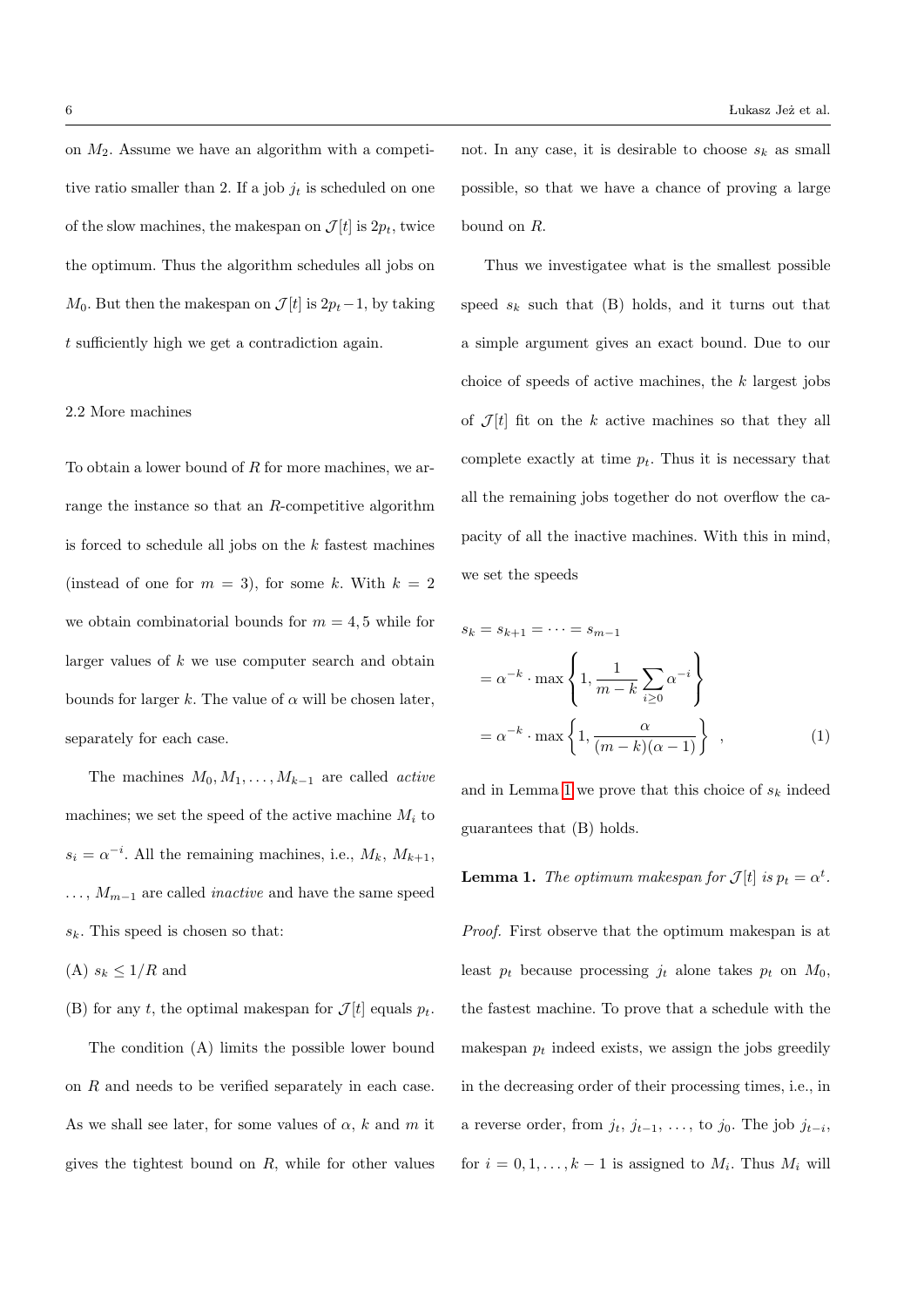on $M_2$. Assume we have an algorithm with a competitive ratio smaller than 2. If a job $j_t$ is scheduled on one of the slow machines, the makespan on $\mathcal{J}[t]$ is $2p_t$, twice the optimum. Thus the algorithm schedules all jobs on $M_0$. But then the makespan on $\mathcal{J}[t]$ is $2p_t - 1$, by taking $t$ sufficiently high we get a contradiction again.

### 2.2 More machines

To obtain a lower bound of $R$ for more machines, we arrange the instance so that an $R$-competitive algorithm is forced to schedule all jobs on the $k$ fastest machines (instead of one for $m = 3$), for some $k$. With $k = 2$ we obtain combinatorial bounds for $m = 4, 5$ while for larger values of $k$ we use computer search and obtain bounds for larger $k$. The value of $\alpha$ will be chosen later, separately for each case.

The machines $M_0, M_1, \ldots, M_{k-1}$ are called *active* machines; we set the speed of the active machine $M_i$ to $s_i = \alpha^{-i}$. All the remaining machines, i.e., $M_k$, $M_{k+1}$, $\ldots$, $M_{m-1}$ are called *inactive* and have the same speed $s_k$. This speed is chosen so that:

(A) $s_k \le 1/R$ and

(B) for any $t$, the optimal makespan for $\mathcal{J}[t]$ equals $p_t$.

The condition (A) limits the possible lower bound on $R$ and needs to be verified separately in each case. As we shall see later, for some values of $\alpha$, $k$ and $m$ it gives the tightest bound on $R$, while for other values not. In any case, it is desirable to choose $s_k$ as small possible, so that we have a chance of proving a large bound on $R$.

Thus we investigatee what is the smallest possible speed $s_k$ such that (B) holds, and it turns out that a simple argument gives an exact bound. Due to our choice of speeds of active machines, the $k$ largest jobs of $\mathcal{J}[t]$ fit on the $k$ active machines so that they all complete exactly at time $p_t$. Thus it is necessary that all the remaining jobs together do not overflow the capacity of all the inactive machines. With this in mind, we set the speeds

$$
\begin{aligned}
s_k &= s_{k+1} = \cdots = s_{m-1} \\
&= \alpha^{-k} \cdot \max\left\{1, \frac{1}{m-k}\sum_{i \ge 0} \alpha^{-i}\right\} \\
&= \alpha^{-k} \cdot \max\left\{1, \frac{\alpha}{(m-k)(\alpha-1)}\right\} \quad , \qquad (1)
\end{aligned}
$$

and in Lemma 1 we prove that this choice of $s_k$ indeed guarantees that (B) holds.

**Lemma 1.** *The optimum makespan for $\mathcal{J}[t]$ is $p_t = \alpha^t$.*

*Proof.* First observe that the optimum makespan is at least $p_t$ because processing $j_t$ alone takes $p_t$ on $M_0$, the fastest machine. To prove that a schedule with the makespan $p_t$ indeed exists, we assign the jobs greedily in the decreasing order of their processing times, i.e., in a reverse order, from $j_t$, $j_{t-1}$, $\ldots$, to $j_0$. The job $j_{t-i}$, for $i = 0, 1, \ldots, k-1$ is assigned to $M_i$. Thus $M_i$ will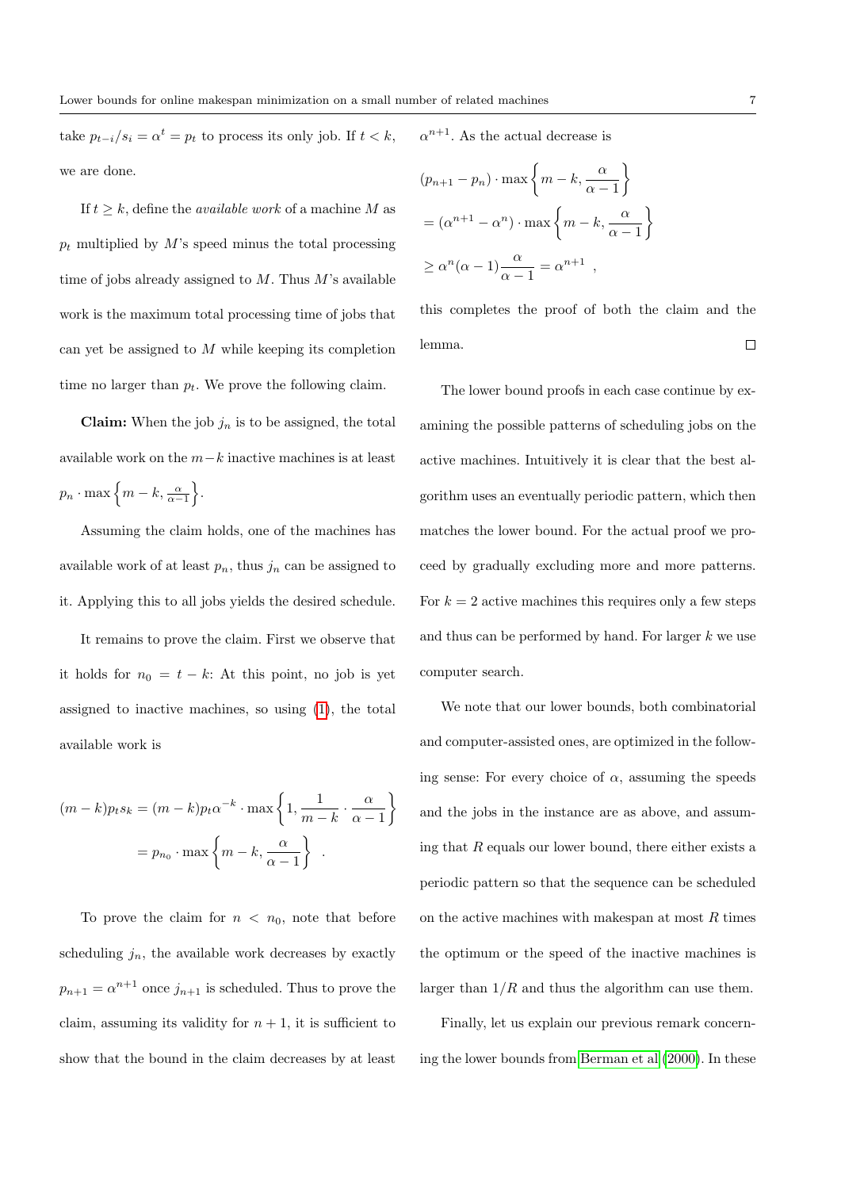take $p_{t-i}/s_i = \alpha^t = p_t$ to process its only job. If $t < k$, we are done.

If $t \geq k$, define the *available work* of a machine $M$ as $p_t$ multiplied by $M$'s speed minus the total processing time of jobs already assigned to $M$. Thus $M$'s available work is the maximum total processing time of jobs that can yet be assigned to $M$ while keeping its completion time no larger than $p_t$. We prove the following claim.

**Claim:** When the job $j_n$ is to be assigned, the total available work on the $m-k$ inactive machines is at least $p_n \cdot \max\left\{m-k, \frac{\alpha}{\alpha-1}\right\}$.

Assuming the claim holds, one of the machines has available work of at least $p_n$, thus $j_n$ can be assigned to it. Applying this to all jobs yields the desired schedule.

It remains to prove the claim. First we observe that it holds for $n_0 = t-k$: At this point, no job is yet assigned to inactive machines, so using (1), the total available work is

$$
\begin{aligned}
(m-k)p_t s_k &= (m-k)p_t\alpha^{-k} \cdot \max\left\{1, \frac{1}{m-k}\cdot\frac{\alpha}{\alpha-1}\right\} \\
&= p_{n_0} \cdot \max\left\{m-k, \frac{\alpha}{\alpha-1}\right\} \ .
\end{aligned}
$$

To prove the claim for $n < n_0$, note that before scheduling $j_n$, the available work decreases by exactly $p_{n+1} = \alpha^{n+1}$ once $j_{n+1}$ is scheduled. Thus to prove the claim, assuming its validity for $n+1$, it is sufficient to show that the bound in the claim decreases by at least $\alpha^{n+1}$. As the actual decrease is

$$
\begin{aligned}
&(p_{n+1} - p_n)\cdot \max\left\{m-k, \frac{\alpha}{\alpha-1}\right\} \\
&= (\alpha^{n+1} - \alpha^n)\cdot \max\left\{m-k, \frac{\alpha}{\alpha-1}\right\} \\
&\geq \alpha^n(\alpha-1)\frac{\alpha}{\alpha-1} = \alpha^{n+1} \ ,
\end{aligned}
$$

this completes the proof of both the claim and the lemma. □

The lower bound proofs in each case continue by examining the possible patterns of scheduling jobs on the active machines. Intuitively it is clear that the best algorithm uses an eventually periodic pattern, which then matches the lower bound. For the actual proof we proceed by gradually excluding more and more patterns. For $k = 2$ active machines this requires only a few steps and thus can be performed by hand. For larger $k$ we use computer search.

We note that our lower bounds, both combinatorial and computer-assisted ones, are optimized in the following sense: For every choice of $\alpha$, assuming the speeds and the jobs in the instance are as above, and assuming that $R$ equals our lower bound, there either exists a periodic pattern so that the sequence can be scheduled on the active machines with makespan at most $R$ times the optimum or the speed of the inactive machines is larger than $1/R$ and thus the algorithm can use them.

Finally, let us explain our previous remark concerning the lower bounds from Berman et al (2000). In these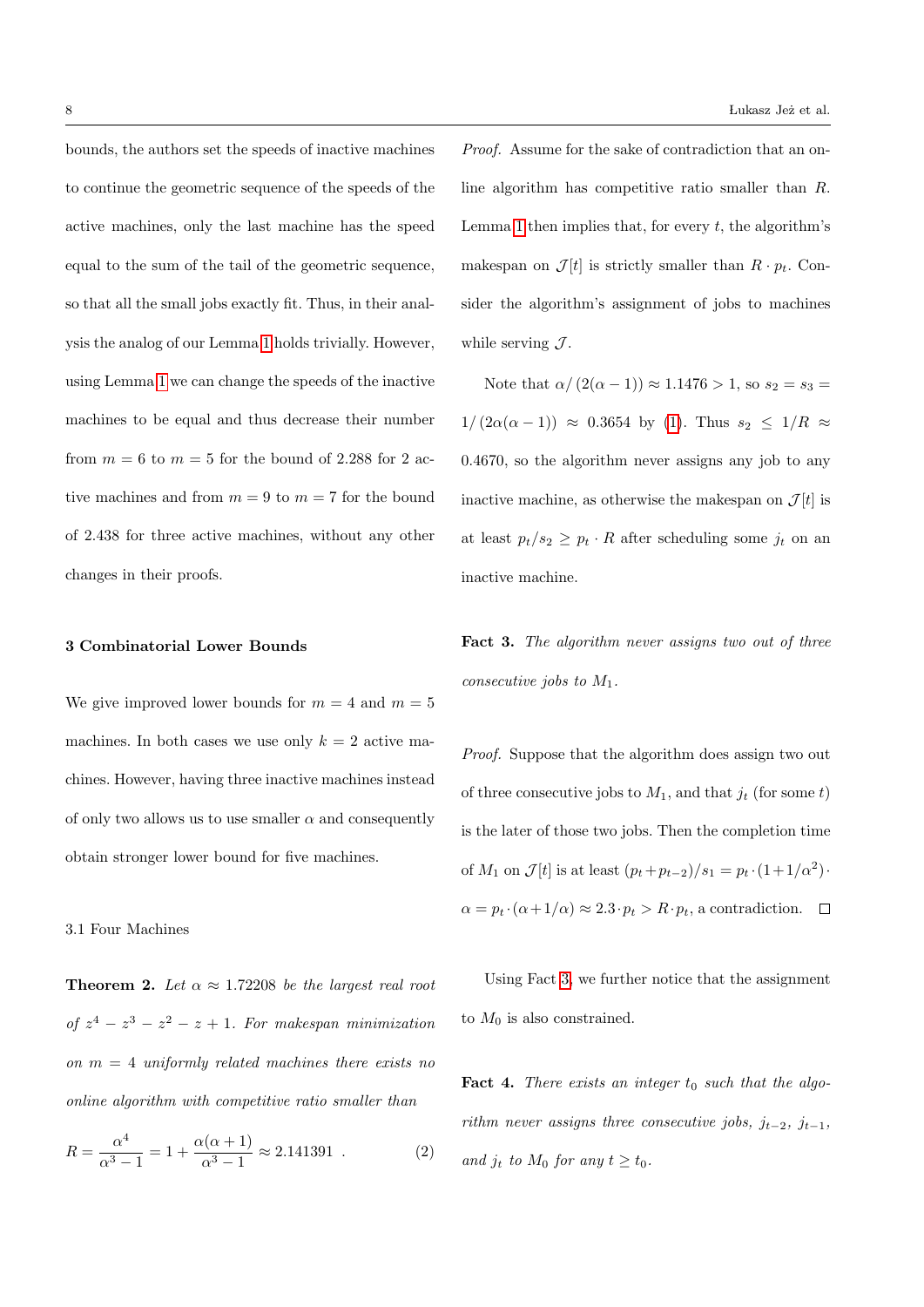bounds, the authors set the speeds of inactive machines to continue the geometric sequence of the speeds of the active machines, only the last machine has the speed equal to the sum of the tail of the geometric sequence, so that all the small jobs exactly fit. Thus, in their analysis the analog of our Lemma 1 holds trivially. However, using Lemma 1 we can change the speeds of the inactive machines to be equal and thus decrease their number from $m = 6$ to $m = 5$ for the bound of 2.288 for 2 active machines and from $m = 9$ to $m = 7$ for the bound of 2.438 for three active machines, without any other changes in their proofs.

## 3 Combinatorial Lower Bounds

We give improved lower bounds for $m = 4$ and $m = 5$ machines. In both cases we use only $k = 2$ active machines. However, having three inactive machines instead of only two allows us to use smaller $\alpha$ and consequently obtain stronger lower bound for five machines.

### 3.1 Four Machines

**Theorem 2.** *Let $\alpha \approx 1.72208$ be the largest real root of $z^4 - z^3 - z^2 - z + 1$. For makespan minimization on $m = 4$ uniformly related machines there exists no online algorithm with competitive ratio smaller than*

$$R = \frac{\alpha^4}{\alpha^3 - 1} = 1 + \frac{\alpha(\alpha + 1)}{\alpha^3 - 1} \approx 2.141391 \ . \tag{2}$$

*Proof.* Assume for the sake of contradiction that an online algorithm has competitive ratio smaller than $R$. Lemma 1 then implies that, for every $t$, the algorithm's makespan on $\mathcal{J}[t]$ is strictly smaller than $R \cdot p_t$. Consider the algorithm's assignment of jobs to machines while serving $\mathcal{J}$.

Note that $\alpha / (2(\alpha - 1)) \approx 1.1476 > 1$, so $s_2 = s_3 = 1/(2\alpha(\alpha - 1)) \approx 0.3654$ by (1). Thus $s_2 \leq 1/R \approx 0.4670$, so the algorithm never assigns any job to any inactive machine, as otherwise the makespan on $\mathcal{J}[t]$ is at least $p_t/s_2 \geq p_t \cdot R$ after scheduling some $j_t$ on an inactive machine.

**Fact 3.** *The algorithm never assigns two out of three consecutive jobs to $M_1$.*

*Proof.* Suppose that the algorithm does assign two out of three consecutive jobs to $M_1$, and that $j_t$ (for some $t$) is the later of those two jobs. Then the completion time of $M_1$ on $\mathcal{J}[t]$ is at least $(p_t + p_{t-2})/s_1 = p_t \cdot (1 + 1/\alpha^2) \cdot \alpha = p_t \cdot (\alpha + 1/\alpha) \approx 2.3 \cdot p_t > R \cdot p_t$, a contradiction. □

Using Fact 3, we further notice that the assignment to $M_0$ is also constrained.

**Fact 4.** *There exists an integer $t_0$ such that the algorithm never assigns three consecutive jobs, $j_{t-2}$, $j_{t-1}$, and $j_t$ to $M_0$ for any $t \geq t_0$.*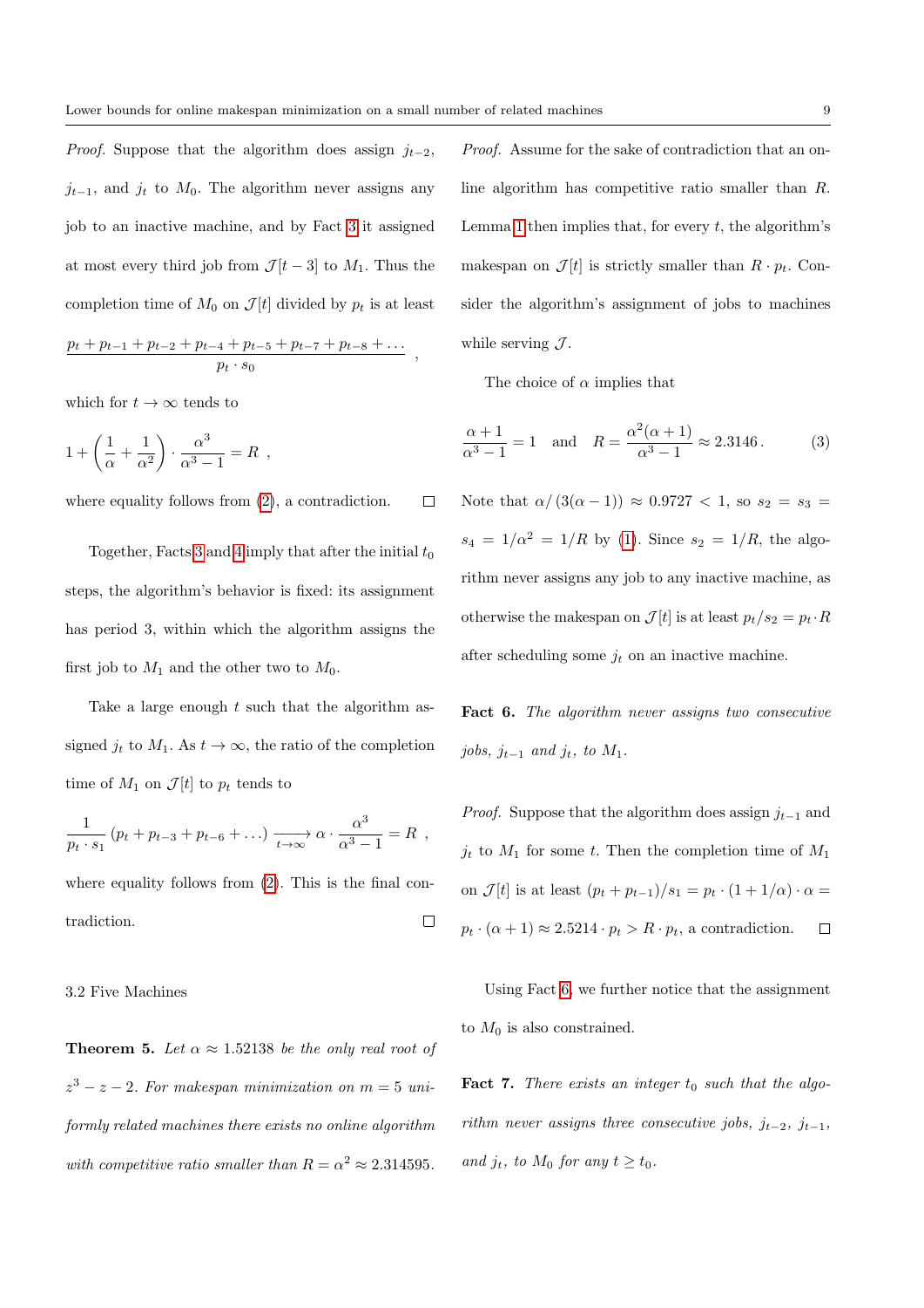*Proof.* Suppose that the algorithm does assign $j_{t-2}$, $j_{t-1}$, and $j_t$ to $M_0$. The algorithm never assigns any job to an inactive machine, and by Fact 3 it assigned at most every third job from $\mathcal{J}[t-3]$ to $M_1$. Thus the completion time of $M_0$ on $\mathcal{J}[t]$ divided by $p_t$ is at least

$$\frac{p_t + p_{t-1} + p_{t-2} + p_{t-4} + p_{t-5} + p_{t-7} + p_{t-8} + \dots}{p_t \cdot s_0} \ ,$$

which for $t \to \infty$ tends to

$$1 + \left(\frac{1}{\alpha} + \frac{1}{\alpha^2}\right) \cdot \frac{\alpha^3}{\alpha^3 - 1} = R \ ,$$

where equality follows from (2), a contradiction. □

Together, Facts 3 and 4 imply that after the initial $t_0$ steps, the algorithm's behavior is fixed: its assignment has period 3, within which the algorithm assigns the first job to $M_1$ and the other two to $M_0$.

Take a large enough $t$ such that the algorithm assigned $j_t$ to $M_1$. As $t \to \infty$, the ratio of the completion time of $M_1$ on $\mathcal{J}[t]$ to $p_t$ tends to

$$\frac{1}{p_t \cdot s_1}\left(p_t + p_{t-3} + p_{t-6} + \dots\right) \xrightarrow[t\to\infty]{} \alpha \cdot \frac{\alpha^3}{\alpha^3 - 1} = R \ ,$$

where equality follows from (2). This is the final contradiction. □

### 3.2 Five Machines

**Theorem 5.** *Let $\alpha \approx 1.52138$ be the only real root of $z^3 - z - 2$. For makespan minimization on $m = 5$ uniformly related machines there exists no online algorithm with competitive ratio smaller than $R = \alpha^2 \approx 2.314595$.*

*Proof.* Assume for the sake of contradiction that an online algorithm has competitive ratio smaller than $R$. Lemma 1 then implies that, for every $t$, the algorithm's makespan on $\mathcal{J}[t]$ is strictly smaller than $R \cdot p_t$. Consider the algorithm's assignment of jobs to machines while serving $\mathcal{J}$.

The choice of $\alpha$ implies that

$$\frac{\alpha + 1}{\alpha^3 - 1} = 1 \quad \text{and} \quad R = \frac{\alpha^2(\alpha + 1)}{\alpha^3 - 1} \approx 2.3146\,. \tag{3}$$

Note that $\alpha / (3(\alpha - 1)) \approx 0.9727 < 1$, so $s_2 = s_3 = s_4 = 1/\alpha^2 = 1/R$ by (1). Since $s_2 = 1/R$, the algorithm never assigns any job to any inactive machine, as otherwise the makespan on $\mathcal{J}[t]$ is at least $p_t / s_2 = p_t \cdot R$ after scheduling some $j_t$ on an inactive machine.

**Fact 6.** *The algorithm never assigns two consecutive jobs, $j_{t-1}$ and $j_t$, to $M_1$.*

*Proof.* Suppose that the algorithm does assign $j_{t-1}$ and $j_t$ to $M_1$ for some $t$. Then the completion time of $M_1$ on $\mathcal{J}[t]$ is at least $(p_t + p_{t-1})/s_1 = p_t \cdot (1 + 1/\alpha) \cdot \alpha = p_t \cdot (\alpha + 1) \approx 2.5214 \cdot p_t > R \cdot p_t$, a contradiction. □

Using Fact 6, we further notice that the assignment to $M_0$ is also constrained.

**Fact 7.** *There exists an integer $t_0$ such that the algorithm never assigns three consecutive jobs, $j_{t-2}$, $j_{t-1}$, and $j_t$, to $M_0$ for any $t \geq t_0$.*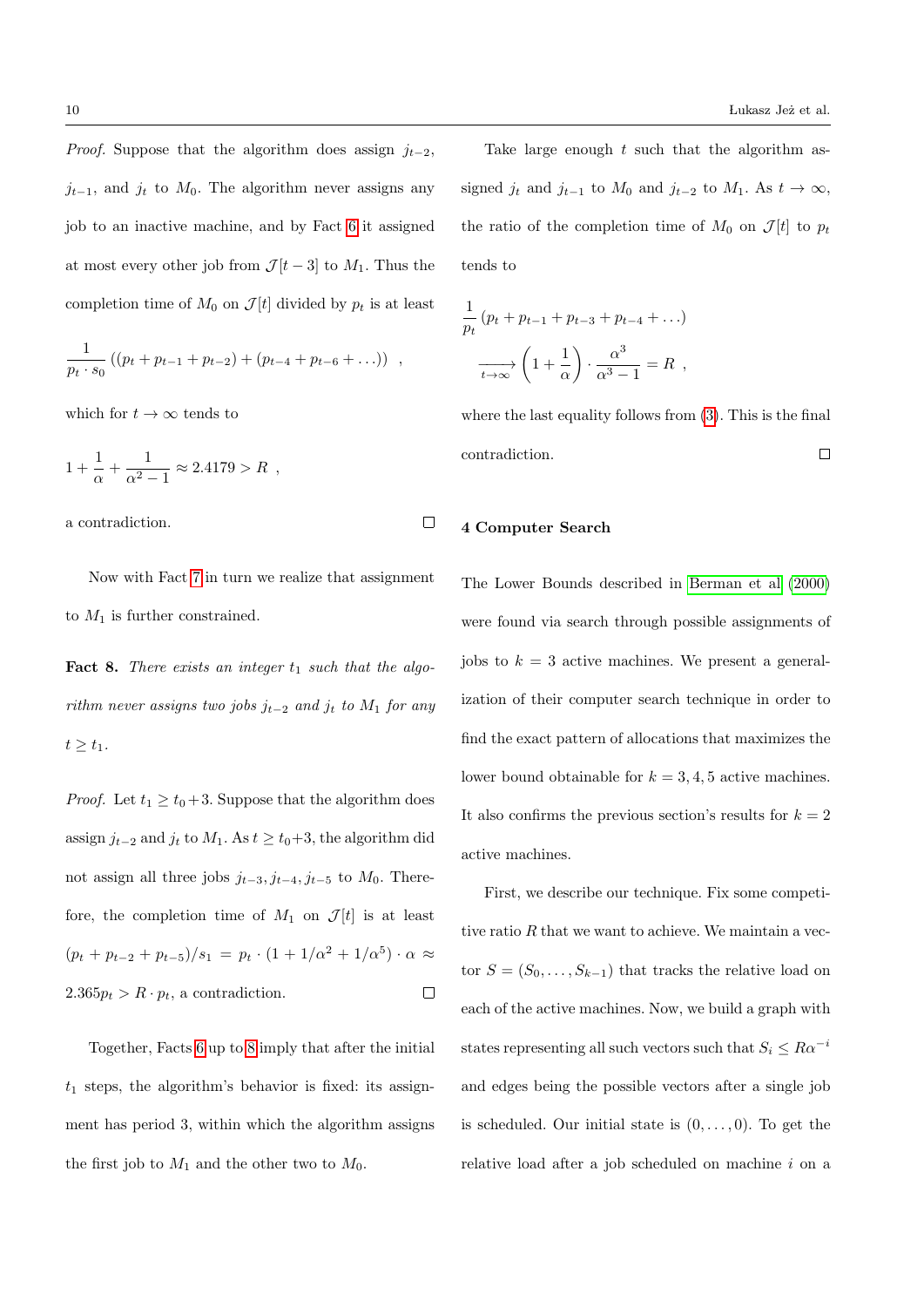*Proof.* Suppose that the algorithm does assign $j_{t-2}$, $j_{t-1}$, and $j_t$ to $M_0$. The algorithm never assigns any job to an inactive machine, and by Fact 6 it assigned at most every other job from $\mathcal{J}[t-3]$ to $M_1$. Thus the completion time of $M_0$ on $\mathcal{J}[t]$ divided by $p_t$ is at least

$$\frac{1}{p_t \cdot s_0}\left((p_t + p_{t-1} + p_{t-2}) + (p_{t-4} + p_{t-6} + \ldots)\right) \ ,$$

which for $t \to \infty$ tends to

$$1 + \frac{1}{\alpha} + \frac{1}{\alpha^2 - 1} \approx 2.4179 > R \ ,$$

a contradiction. ☐

Now with Fact 7 in turn we realize that assignment to $M_1$ is further constrained.

**Fact 8.** *There exists an integer $t_1$ such that the algorithm never assigns two jobs $j_{t-2}$ and $j_t$ to $M_1$ for any $t \geq t_1$.*

*Proof.* Let $t_1 \geq t_0 + 3$. Suppose that the algorithm does assign $j_{t-2}$ and $j_t$ to $M_1$. As $t \geq t_0+3$, the algorithm did not assign all three jobs $j_{t-3}, j_{t-4}, j_{t-5}$ to $M_0$. Therefore, the completion time of $M_1$ on $\mathcal{J}[t]$ is at least $(p_t + p_{t-2} + p_{t-5})/s_1 = p_t \cdot (1 + 1/\alpha^2 + 1/\alpha^5) \cdot \alpha \approx 2.365 p_t > R \cdot p_t$, a contradiction. ☐

Together, Facts 6 up to 8 imply that after the initial $t_1$ steps, the algorithm's behavior is fixed: its assignment has period 3, within which the algorithm assigns the first job to $M_1$ and the other two to $M_0$.

Take large enough $t$ such that the algorithm assigned $j_t$ and $j_{t-1}$ to $M_0$ and $j_{t-2}$ to $M_1$. As $t \to \infty$, the ratio of the completion time of $M_0$ on $\mathcal{J}[t]$ to $p_t$ tends to

$$\frac{1}{p_t}\left(p_t + p_{t-1} + p_{t-3} + p_{t-4} + \ldots\right) \xrightarrow[t\to\infty]{} \left(1 + \frac{1}{\alpha}\right) \cdot \frac{\alpha^3}{\alpha^3 - 1} = R \ ,$$

where the last equality follows from (3). This is the final contradiction. ☐

## 4 Computer Search

The Lower Bounds described in Berman et al (2000) were found via search through possible assignments of jobs to $k = 3$ active machines. We present a generalization of their computer search technique in order to find the exact pattern of allocations that maximizes the lower bound obtainable for $k = 3, 4, 5$ active machines. It also confirms the previous section's results for $k = 2$ active machines.

First, we describe our technique. Fix some competitive ratio $R$ that we want to achieve. We maintain a vector $S = (S_0, \ldots, S_{k-1})$ that tracks the relative load on each of the active machines. Now, we build a graph with states representing all such vectors such that $S_i \leq R\alpha^{-i}$ and edges being the possible vectors after a single job is scheduled. Our initial state is $(0, \ldots, 0)$. To get the relative load after a job scheduled on machine $i$ on a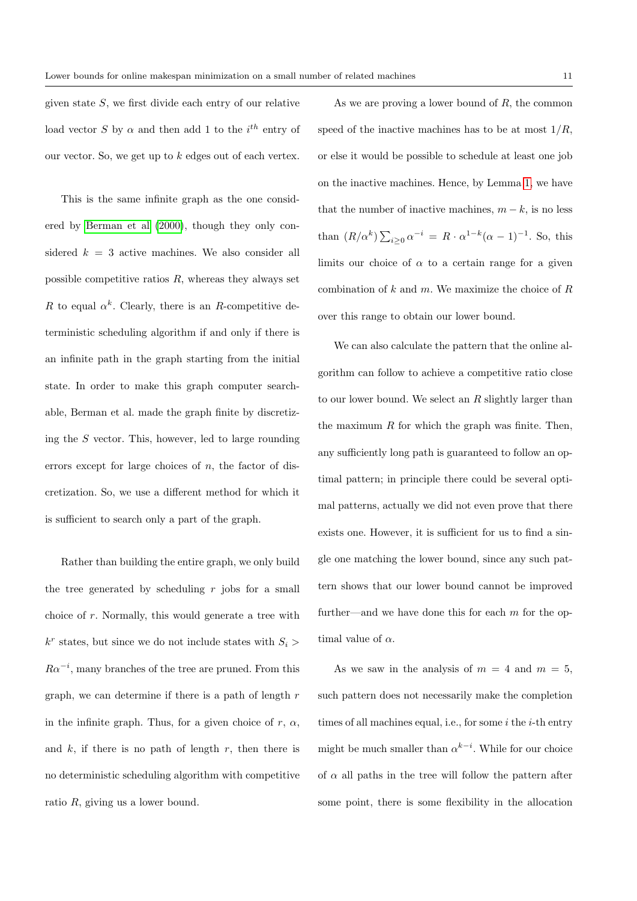given state $S$, we first divide each entry of our relative load vector $S$ by $\alpha$ and then add 1 to the $i^{th}$ entry of our vector. So, we get up to $k$ edges out of each vertex.

This is the same infinite graph as the one considered by Berman et al (2000), though they only considered $k = 3$ active machines. We also consider all possible competitive ratios $R$, whereas they always set $R$ to equal $\alpha^k$. Clearly, there is an $R$-competitive deterministic scheduling algorithm if and only if there is an infinite path in the graph starting from the initial state. In order to make this graph computer searchable, Berman et al. made the graph finite by discretizing the $S$ vector. This, however, led to large rounding errors except for large choices of $n$, the factor of discretization. So, we use a different method for which it is sufficient to search only a part of the graph.

Rather than building the entire graph, we only build the tree generated by scheduling $r$ jobs for a small choice of $r$. Normally, this would generate a tree with $k^r$ states, but since we do not include states with $S_i > R\alpha^{-i}$, many branches of the tree are pruned. From this graph, we can determine if there is a path of length $r$ in the infinite graph. Thus, for a given choice of $r$, $\alpha$, and $k$, if there is no path of length $r$, then there is no deterministic scheduling algorithm with competitive ratio $R$, giving us a lower bound.

As we are proving a lower bound of $R$, the common speed of the inactive machines has to be at most $1/R$, or else it would be possible to schedule at least one job on the inactive machines. Hence, by Lemma 1, we have that the number of inactive machines, $m - k$, is no less than $(R/\alpha^k)\sum_{i\geq 0}\alpha^{-i} = R \cdot \alpha^{1-k}(\alpha - 1)^{-1}$. So, this limits our choice of $\alpha$ to a certain range for a given combination of $k$ and $m$. We maximize the choice of $R$ over this range to obtain our lower bound.

We can also calculate the pattern that the online algorithm can follow to achieve a competitive ratio close to our lower bound. We select an $R$ slightly larger than the maximum $R$ for which the graph was finite. Then, any sufficiently long path is guaranteed to follow an optimal pattern; in principle there could be several optimal patterns, actually we did not even prove that there exists one. However, it is sufficient for us to find a single one matching the lower bound, since any such pattern shows that our lower bound cannot be improved further—and we have done this for each $m$ for the optimal value of $\alpha$.

As we saw in the analysis of $m = 4$ and $m = 5$, such pattern does not necessarily make the completion times of all machines equal, i.e., for some $i$ the $i$-th entry might be much smaller than $\alpha^{k-i}$. While for our choice of $\alpha$ all paths in the tree will follow the pattern after some point, there is some flexibility in the allocation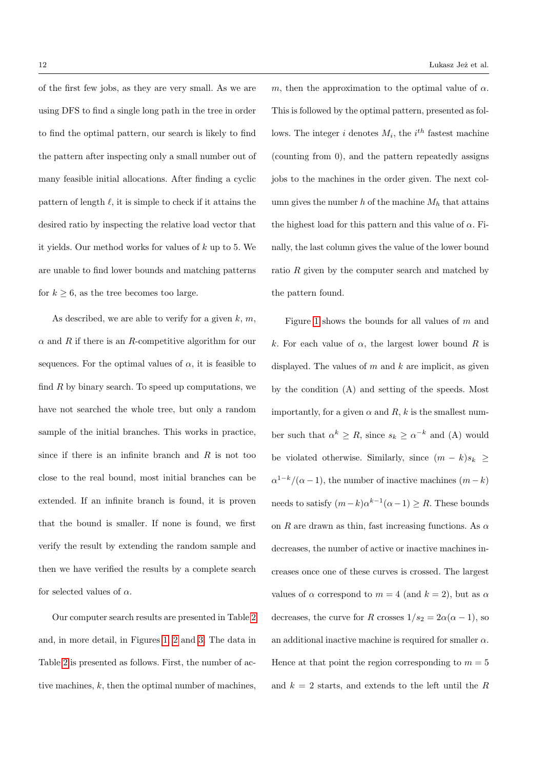of the first few jobs, as they are very small. As we are using DFS to find a single long path in the tree in order to find the optimal pattern, our search is likely to find the pattern after inspecting only a small number out of many feasible initial allocations. After finding a cyclic pattern of length $\ell$, it is simple to check if it attains the desired ratio by inspecting the relative load vector that it yields. Our method works for values of $k$ up to 5. We are unable to find lower bounds and matching patterns for $k \geq 6$, as the tree becomes too large.

As described, we are able to verify for a given $k$, $m$, $\alpha$ and $R$ if there is an $R$-competitive algorithm for our sequences. For the optimal values of $\alpha$, it is feasible to find $R$ by binary search. To speed up computations, we have not searched the whole tree, but only a random sample of the initial branches. This works in practice, since if there is an infinite branch and $R$ is not too close to the real bound, most initial branches can be extended. If an infinite branch is found, it is proven that the bound is smaller. If none is found, we first verify the result by extending the random sample and then we have verified the results by a complete search for selected values of $\alpha$.

Our computer search results are presented in Table 2 and, in more detail, in Figures 1, 2 and 3. The data in Table 2 is presented as follows. First, the number of active machines, $k$, then the optimal number of machines, $m$, then the approximation to the optimal value of $\alpha$. This is followed by the optimal pattern, presented as follows. The integer $i$ denotes $M_i$, the $i^{th}$ fastest machine (counting from 0), and the pattern repeatedly assigns jobs to the machines in the order given. The next column gives the number $h$ of the machine $M_h$ that attains the highest load for this pattern and this value of $\alpha$. Finally, the last column gives the value of the lower bound ratio $R$ given by the computer search and matched by the pattern found.

Figure 1 shows the bounds for all values of $m$ and $k$. For each value of $\alpha$, the largest lower bound $R$ is displayed. The values of $m$ and $k$ are implicit, as given by the condition (A) and setting of the speeds. Most importantly, for a given $\alpha$ and $R$, $k$ is the smallest number such that $\alpha^k \geq R$, since $s_k \geq \alpha^{-k}$ and (A) would be violated otherwise. Similarly, since $(m-k)s_k \geq \alpha^{1-k}/(\alpha-1)$, the number of inactive machines $(m-k)$ needs to satisfy $(m-k)\alpha^{k-1}(\alpha-1) \geq R$. These bounds on $R$ are drawn as thin, fast increasing functions. As $\alpha$ decreases, the number of active or inactive machines increases once one of these curves is crossed. The largest values of $\alpha$ correspond to $m = 4$ (and $k = 2$), but as $\alpha$ decreases, the curve for $R$ crosses $1/s_2 = 2\alpha(\alpha-1)$, so an additional inactive machine is required for smaller $\alpha$. Hence at that point the region corresponding to $m = 5$ and $k = 2$ starts, and extends to the left until the $R$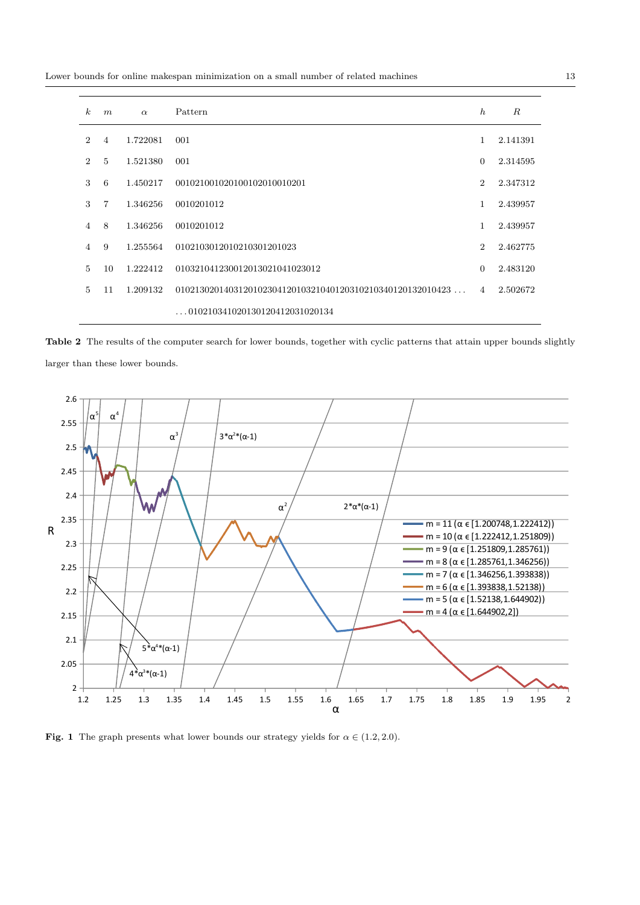| $k$ | $m$ | $\alpha$ | Pattern | $h$ | $R$ |
|---|---|---|---|---|---|
| 2 | 4 | 1.722081 | 001 | 1 | 2.141391 |
| 2 | 5 | 1.521380 | 001 | 0 | 2.314595 |
| 3 | 6 | 1.450217 | 0010210010201001020100010201 | 2 | 2.347312 |
| 3 | 7 | 1.346256 | 0010201012 | 1 | 2.439957 |
| 4 | 8 | 1.346256 | 0010201012 | 1 | 2.439957 |
| 4 | 9 | 1.255564 | 01021030120102103012010 23 | 2 | 2.462775 |
| 5 | 10 | 1.222412 | 010321041230012013021041023012 | 0 | 2.483120 |
| 5 | 11 | 1.209132 | 010213020140312010230412010321040120310210340120132010423 . . . | 4 | 2.502672 |
| | | | . . . 010210341020130120412031020134 | | |

**Table 2** The results of the computer search for lower bounds, together with cyclic patterns that attain upper bounds slightly larger than these lower bounds.

**Fig. 1** The graph presents what lower bounds our strategy yields for $\alpha \in (1.2, 2.0)$.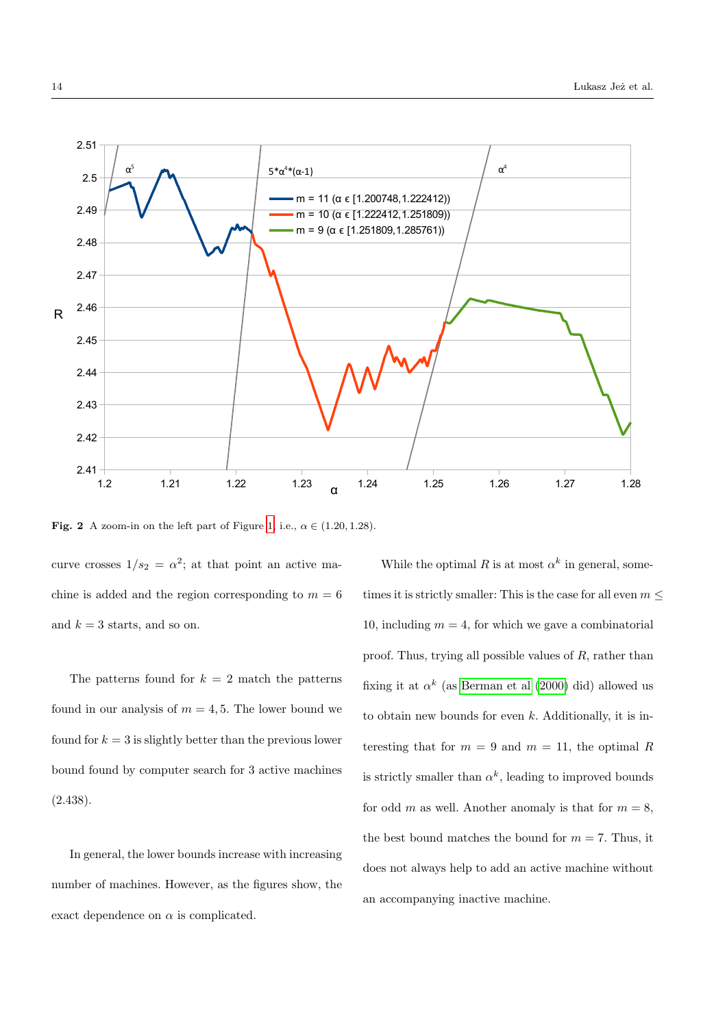**Fig. 2** A zoom-in on the left part of Figure 1, i.e., $\alpha \in (1.20, 1.28)$.

curve crosses $1/s_2 = \alpha^2$; at that point an active machine is added and the region corresponding to $m = 6$ and $k = 3$ starts, and so on.

The patterns found for $k = 2$ match the patterns found in our analysis of $m = 4, 5$. The lower bound we found for $k = 3$ is slightly better than the previous lower bound found by computer search for 3 active machines (2.438).

In general, the lower bounds increase with increasing number of machines. However, as the figures show, the exact dependence on $\alpha$ is complicated.

While the optimal $R$ is at most $\alpha^k$ in general, sometimes it is strictly smaller: This is the case for all even $m \leq 10$, including $m = 4$, for which we gave a combinatorial proof. Thus, trying all possible values of $R$, rather than fixing it at $\alpha^k$ (as Berman et al (2000) did) allowed us to obtain new bounds for even $k$. Additionally, it is interesting that for $m = 9$ and $m = 11$, the optimal $R$ is strictly smaller than $\alpha^k$, leading to improved bounds for odd $m$ as well. Another anomaly is that for $m = 8$, the best bound matches the bound for $m = 7$. Thus, it does not always help to add an active machine without an accompanying inactive machine.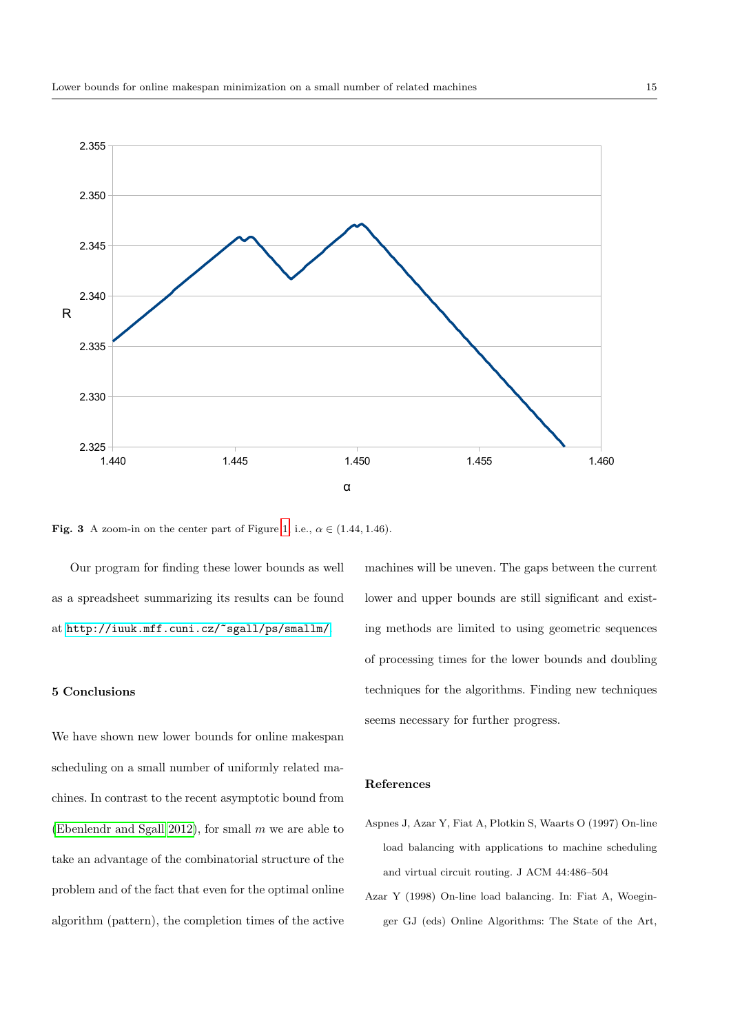**Fig. 3** A zoom-in on the center part of Figure 1, i.e., $\alpha \in (1.44, 1.46)$.

Our program for finding these lower bounds as well as a spreadsheet summarizing its results can be found at http://iuuk.mff.cuni.cz/~sgall/ps/smallm/

## 5 Conclusions

We have shown new lower bounds for online makespan scheduling on a small number of uniformly related machines. In contrast to the recent asymptotic bound from (Ebenlendr and Sgall 2012), for small $m$ we are able to take an advantage of the combinatorial structure of the problem and of the fact that even for the optimal online algorithm (pattern), the completion times of the active machines will be uneven. The gaps between the current lower and upper bounds are still significant and existing methods are limited to using geometric sequences of processing times for the lower bounds and doubling techniques for the algorithms. Finding new techniques seems necessary for further progress.

## References

Aspnes J, Azar Y, Fiat A, Plotkin S, Waarts O (1997) On-line load balancing with applications to machine scheduling and virtual circuit routing. J ACM 44:486–504

Azar Y (1998) On-line load balancing. In: Fiat A, Woeginger GJ (eds) Online Algorithms: The State of the Art,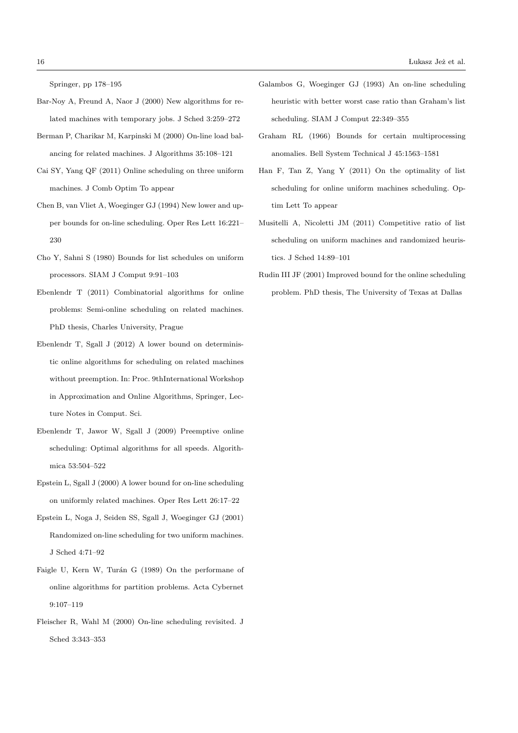Springer, pp 178–195

Bar-Noy A, Freund A, Naor J (2000) New algorithms for related machines with temporary jobs. J Sched 3:259–272

Berman P, Charikar M, Karpinski M (2000) On-line load balancing for related machines. J Algorithms 35:108–121

Cai SY, Yang QF (2011) Online scheduling on three uniform machines. J Comb Optim To appear

Chen B, van Vliet A, Woeginger GJ (1994) New lower and upper bounds for on-line scheduling. Oper Res Lett 16:221–230

Cho Y, Sahni S (1980) Bounds for list schedules on uniform processors. SIAM J Comput 9:91–103

Ebenlendr T (2011) Combinatorial algorithms for online problems: Semi-online scheduling on related machines. PhD thesis, Charles University, Prague

Ebenlendr T, Sgall J (2012) A lower bound on deterministic online algorithms for scheduling on related machines without preemption. In: Proc. 9thInternational Workshop in Approximation and Online Algorithms, Springer, Lecture Notes in Comput. Sci.

Ebenlendr T, Jawor W, Sgall J (2009) Preemptive online scheduling: Optimal algorithms for all speeds. Algorithmica 53:504–522

Epstein L, Sgall J (2000) A lower bound for on-line scheduling on uniformly related machines. Oper Res Lett 26:17–22

Epstein L, Noga J, Seiden SS, Sgall J, Woeginger GJ (2001) Randomized on-line scheduling for two uniform machines. J Sched 4:71–92

Faigle U, Kern W, Turán G (1989) On the performane of online algorithms for partition problems. Acta Cybernet 9:107–119

Fleischer R, Wahl M (2000) On-line scheduling revisited. J Sched 3:343–353

Galambos G, Woeginger GJ (1993) An on-line scheduling heuristic with better worst case ratio than Graham's list scheduling. SIAM J Comput 22:349–355

Graham RL (1966) Bounds for certain multiprocessing anomalies. Bell System Technical J 45:1563–1581

Han F, Tan Z, Yang Y (2011) On the optimality of list scheduling for online uniform machines scheduling. Optim Lett To appear

Musitelli A, Nicoletti JM (2011) Competitive ratio of list scheduling on uniform machines and randomized heuristics. J Sched 14:89–101

Rudin III JF (2001) Improved bound for the online scheduling problem. PhD thesis, The University of Texas at Dallas